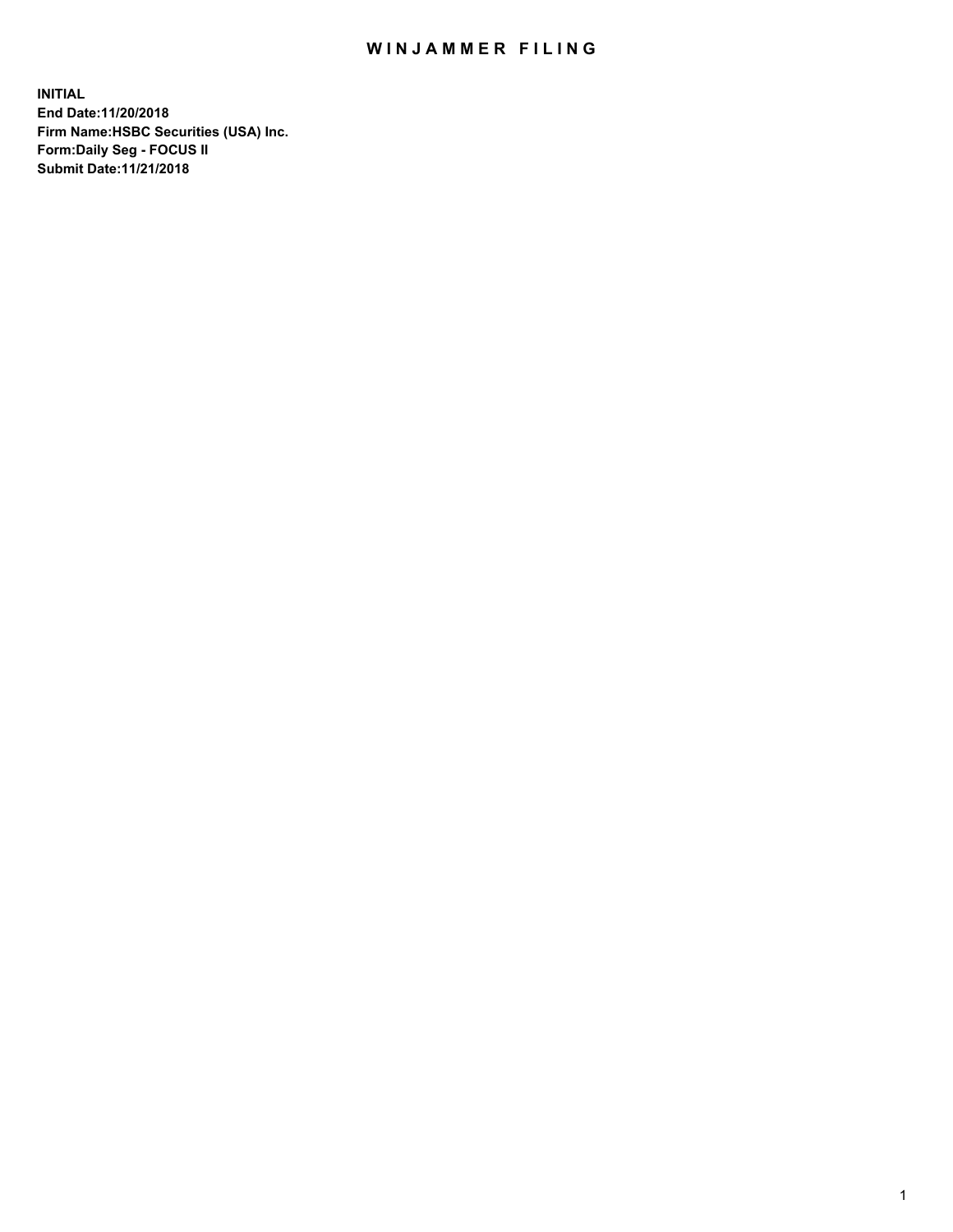# WINJAMMER FILING

**INITIAL**
**End Date:11/20/2018**
**Firm Name:HSBC Securities (USA) Inc.**
**Form:Daily Seg - FOCUS II**
**Submit Date:11/21/2018**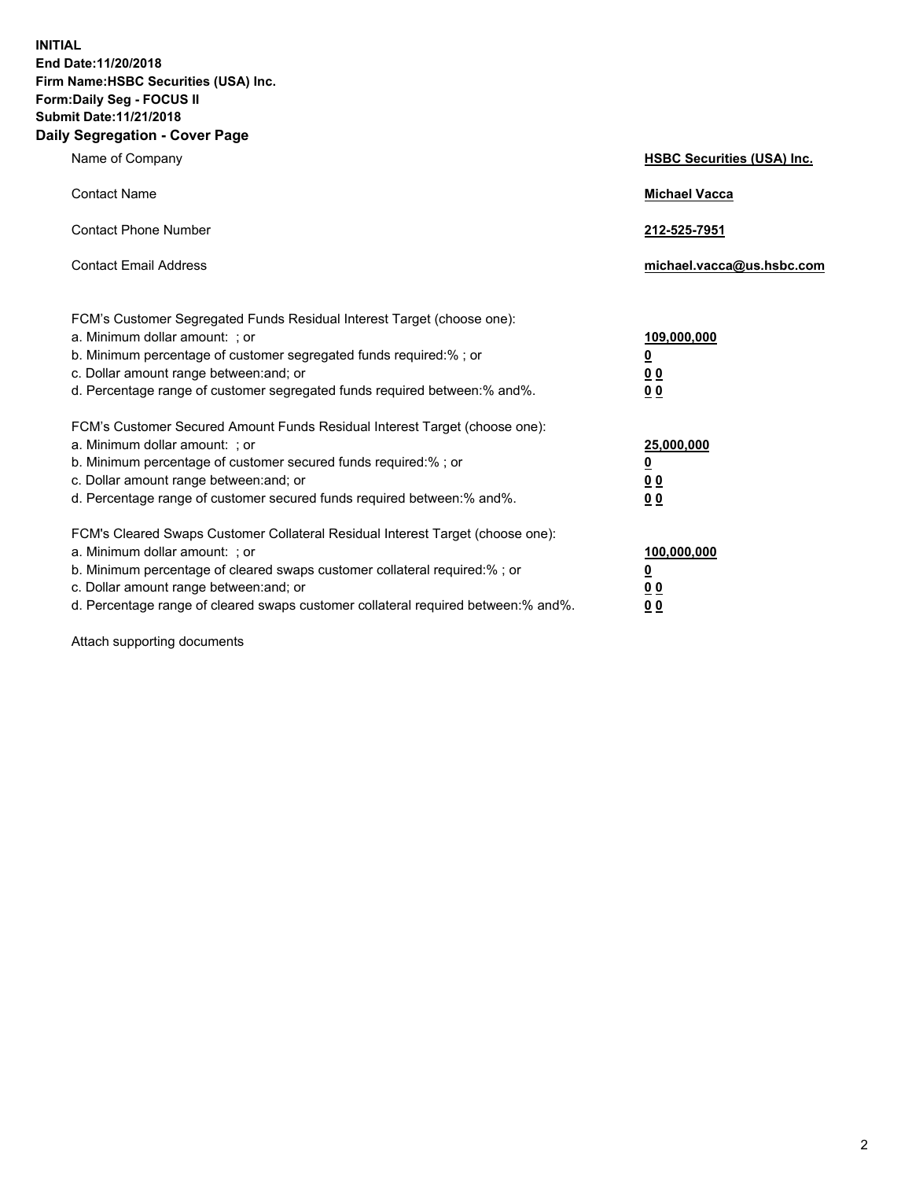**INITIAL**
**End Date:11/20/2018**
**Firm Name:HSBC Securities (USA) Inc.**
**Form:Daily Seg - FOCUS II**
**Submit Date:11/21/2018**

## Daily Segregation - Cover Page

| | |
|---|---|
| Name of Company | **HSBC Securities (USA) Inc.** |
| Contact Name | **Michael Vacca** |
| Contact Phone Number | **212-525-7951** |
| Contact Email Address | **michael.vacca@us.hsbc.com** |

| | |
|---|---|
| FCM's Customer Segregated Funds Residual Interest Target (choose one): | |
| a. Minimum dollar amount: ; or | **109,000,000** |
| b. Minimum percentage of customer segregated funds required:% ; or | **0** |
| c. Dollar amount range between:and; or | **0 0** |
| d. Percentage range of customer segregated funds required between:% and%. | **0 0** |
| FCM's Customer Secured Amount Funds Residual Interest Target (choose one): | |
| a. Minimum dollar amount: ; or | **25,000,000** |
| b. Minimum percentage of customer secured funds required:% ; or | **0** |
| c. Dollar amount range between:and; or | **0 0** |
| d. Percentage range of customer secured funds required between:% and%. | **0 0** |
| FCM's Cleared Swaps Customer Collateral Residual Interest Target (choose one): | |
| a. Minimum dollar amount: ; or | **100,000,000** |
| b. Minimum percentage of cleared swaps customer collateral required:% ; or | **0** |
| c. Dollar amount range between:and; or | **0 0** |
| d. Percentage range of cleared swaps customer collateral required between:% and%. | **0 0** |

Attach supporting documents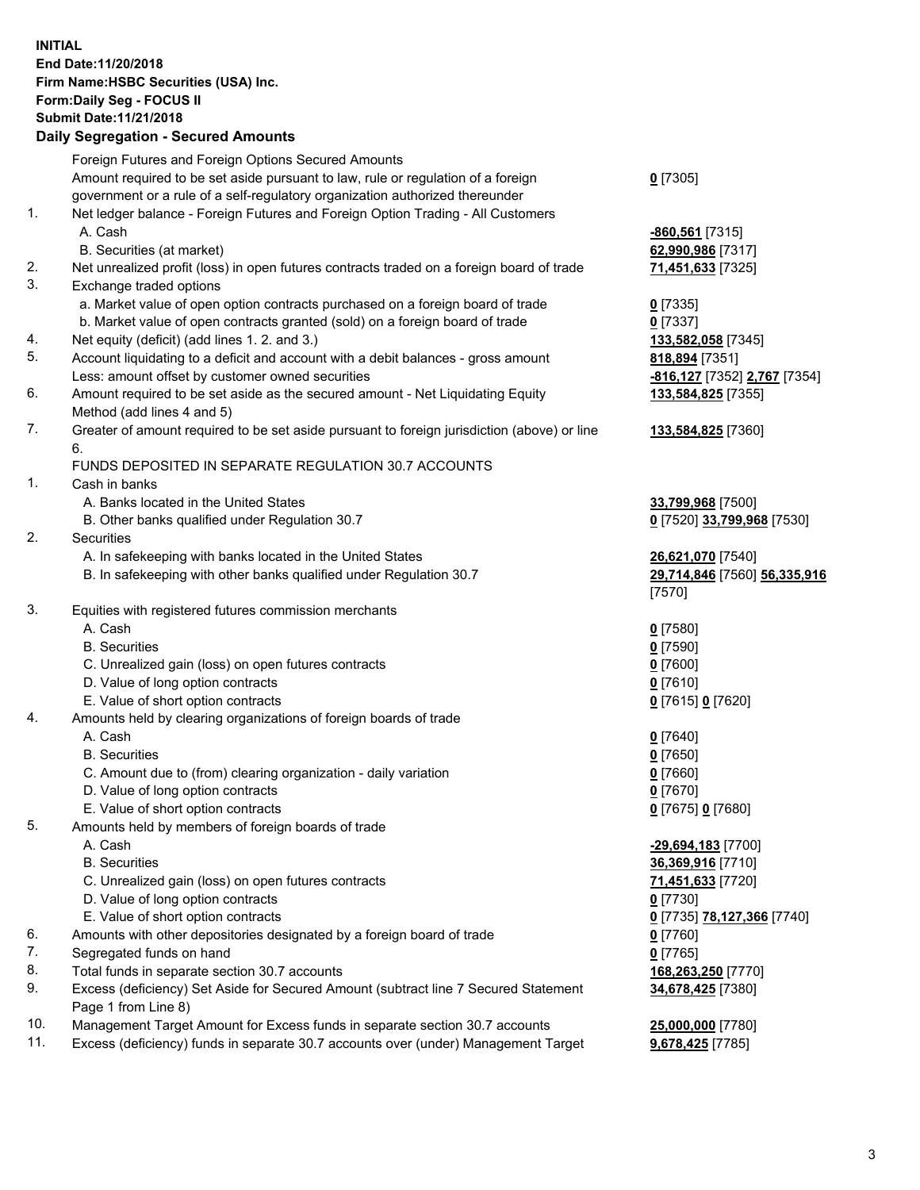**INITIAL**
**End Date:11/20/2018**
**Firm Name:HSBC Securities (USA) Inc.**
**Form:Daily Seg - FOCUS II**
**Submit Date:11/21/2018**

**Daily Segregation - Secured Amounts**

| | | |
|---|---|---|
| | Foreign Futures and Foreign Options Secured Amounts | |
| | Amount required to be set aside pursuant to law, rule or regulation of a foreign government or a rule of a self-regulatory organization authorized thereunder | **0** [7305] |
| 1. | Net ledger balance - Foreign Futures and Foreign Option Trading - All Customers | |
| | A. Cash | **-860,561** [7315] |
| | B. Securities (at market) | **62,990,986** [7317] |
| 2. | Net unrealized profit (loss) in open futures contracts traded on a foreign board of trade | **71,451,633** [7325] |
| 3. | Exchange traded options | |
| | a. Market value of open option contracts purchased on a foreign board of trade | **0** [7335] |
| | b. Market value of open contracts granted (sold) on a foreign board of trade | **0** [7337] |
| 4. | Net equity (deficit) (add lines 1. 2. and 3.) | **133,582,058** [7345] |
| 5. | Account liquidating to a deficit and account with a debit balances - gross amount | **818,894** [7351] |
| | Less: amount offset by customer owned securities | **-816,127** [7352] **2,767** [7354] |
| 6. | Amount required to be set aside as the secured amount - Net Liquidating Equity Method (add lines 4 and 5) | **133,584,825** [7355] |
| 7. | Greater of amount required to be set aside pursuant to foreign jurisdiction (above) or line 6. | **133,584,825** [7360] |
| | FUNDS DEPOSITED IN SEPARATE REGULATION 30.7 ACCOUNTS | |
| 1. | Cash in banks | |
| | A. Banks located in the United States | **33,799,968** [7500] |
| | B. Other banks qualified under Regulation 30.7 | **0** [7520] **33,799,968** [7530] |
| 2. | Securities | |
| | A. In safekeeping with banks located in the United States | **26,621,070** [7540] |
| | B. In safekeeping with other banks qualified under Regulation 30.7 | **29,714,846** [7560] **56,335,916** [7570] |
| 3. | Equities with registered futures commission merchants | |
| | A. Cash | **0** [7580] |
| | B. Securities | **0** [7590] |
| | C. Unrealized gain (loss) on open futures contracts | **0** [7600] |
| | D. Value of long option contracts | **0** [7610] |
| | E. Value of short option contracts | **0** [7615] **0** [7620] |
| 4. | Amounts held by clearing organizations of foreign boards of trade | |
| | A. Cash | **0** [7640] |
| | B. Securities | **0** [7650] |
| | C. Amount due to (from) clearing organization - daily variation | **0** [7660] |
| | D. Value of long option contracts | **0** [7670] |
| | E. Value of short option contracts | **0** [7675] **0** [7680] |
| 5. | Amounts held by members of foreign boards of trade | |
| | A. Cash | **-29,694,183** [7700] |
| | B. Securities | **36,369,916** [7710] |
| | C. Unrealized gain (loss) on open futures contracts | **71,451,633** [7720] |
| | D. Value of long option contracts | **0** [7730] |
| | E. Value of short option contracts | **0** [7735] **78,127,366** [7740] |
| 6. | Amounts with other depositories designated by a foreign board of trade | **0** [7760] |
| 7. | Segregated funds on hand | **0** [7765] |
| 8. | Total funds in separate section 30.7 accounts | **168,263,250** [7770] |
| 9. | Excess (deficiency) Set Aside for Secured Amount (subtract line 7 Secured Statement Page 1 from Line 8) | **34,678,425** [7380] |
| 10. | Management Target Amount for Excess funds in separate section 30.7 accounts | **25,000,000** [7780] |
| 11. | Excess (deficiency) funds in separate 30.7 accounts over (under) Management Target | **9,678,425** [7785] |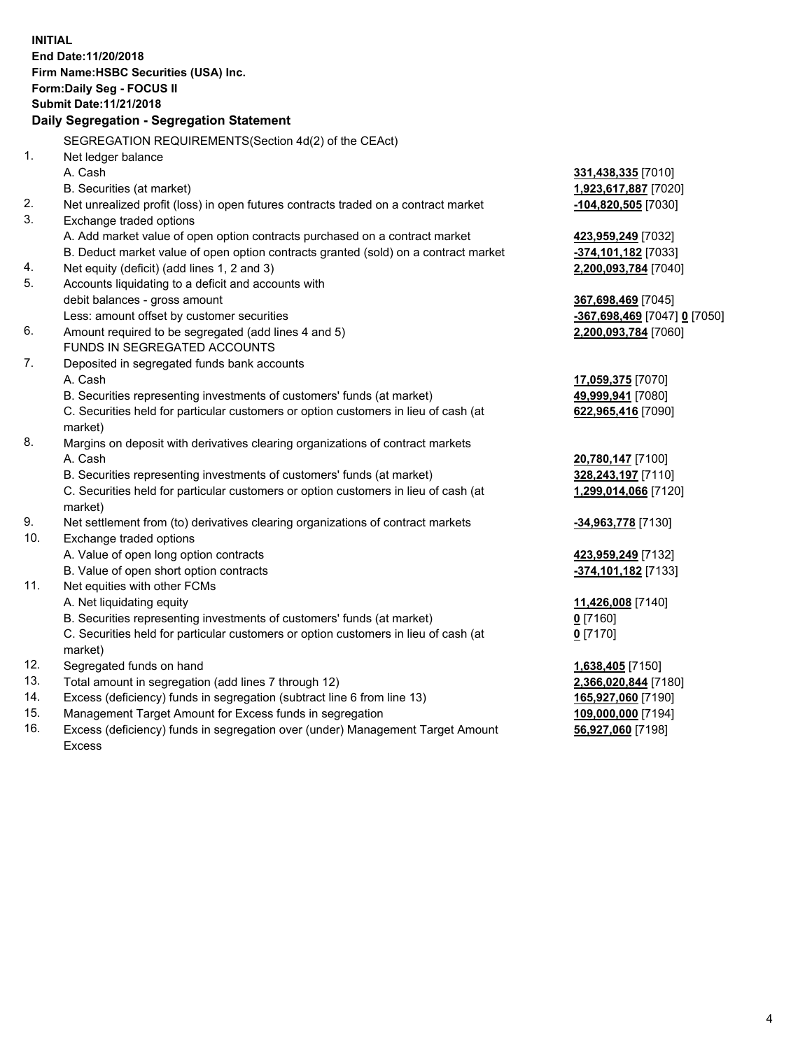**INITIAL**
**End Date:11/20/2018**
**Firm Name:HSBC Securities (USA) Inc.**
**Form:Daily Seg - FOCUS II**
**Submit Date:11/21/2018**

**Daily Segregation - Segregation Statement**

| | | |
|---|---|---|
| | SEGREGATION REQUIREMENTS(Section 4d(2) of the CEAct) | |
| 1. | Net ledger balance | |
| | A. Cash | **331,438,335** [7010] |
| | B. Securities (at market) | **1,923,617,887** [7020] |
| 2. | Net unrealized profit (loss) in open futures contracts traded on a contract market | **-104,820,505** [7030] |
| 3. | Exchange traded options | |
| | A. Add market value of open option contracts purchased on a contract market | **423,959,249** [7032] |
| | B. Deduct market value of open option contracts granted (sold) on a contract market | **-374,101,182** [7033] |
| 4. | Net equity (deficit) (add lines 1, 2 and 3) | **2,200,093,784** [7040] |
| 5. | Accounts liquidating to a deficit and accounts with debit balances - gross amount | **367,698,469** [7045] |
| | Less: amount offset by customer securities | **-367,698,469** [7047] **0** [7050] |
| 6. | Amount required to be segregated (add lines 4 and 5) | **2,200,093,784** [7060] |
| | FUNDS IN SEGREGATED ACCOUNTS | |
| 7. | Deposited in segregated funds bank accounts | |
| | A. Cash | **17,059,375** [7070] |
| | B. Securities representing investments of customers' funds (at market) | **49,999,941** [7080] |
| | C. Securities held for particular customers or option customers in lieu of cash (at market) | **622,965,416** [7090] |
| 8. | Margins on deposit with derivatives clearing organizations of contract markets | |
| | A. Cash | **20,780,147** [7100] |
| | B. Securities representing investments of customers' funds (at market) | **328,243,197** [7110] |
| | C. Securities held for particular customers or option customers in lieu of cash (at market) | **1,299,014,066** [7120] |
| 9. | Net settlement from (to) derivatives clearing organizations of contract markets | **-34,963,778** [7130] |
| 10. | Exchange traded options | |
| | A. Value of open long option contracts | **423,959,249** [7132] |
| | B. Value of open short option contracts | **-374,101,182** [7133] |
| 11. | Net equities with other FCMs | |
| | A. Net liquidating equity | **11,426,008** [7140] |
| | B. Securities representing investments of customers' funds (at market) | **0** [7160] |
| | C. Securities held for particular customers or option customers in lieu of cash (at market) | **0** [7170] |
| 12. | Segregated funds on hand | **1,638,405** [7150] |
| 13. | Total amount in segregation (add lines 7 through 12) | **2,366,020,844** [7180] |
| 14. | Excess (deficiency) funds in segregation (subtract line 6 from line 13) | **165,927,060** [7190] |
| 15. | Management Target Amount for Excess funds in segregation | **109,000,000** [7194] |
| 16. | Excess (deficiency) funds in segregation over (under) Management Target Amount Excess | **56,927,060** [7198] |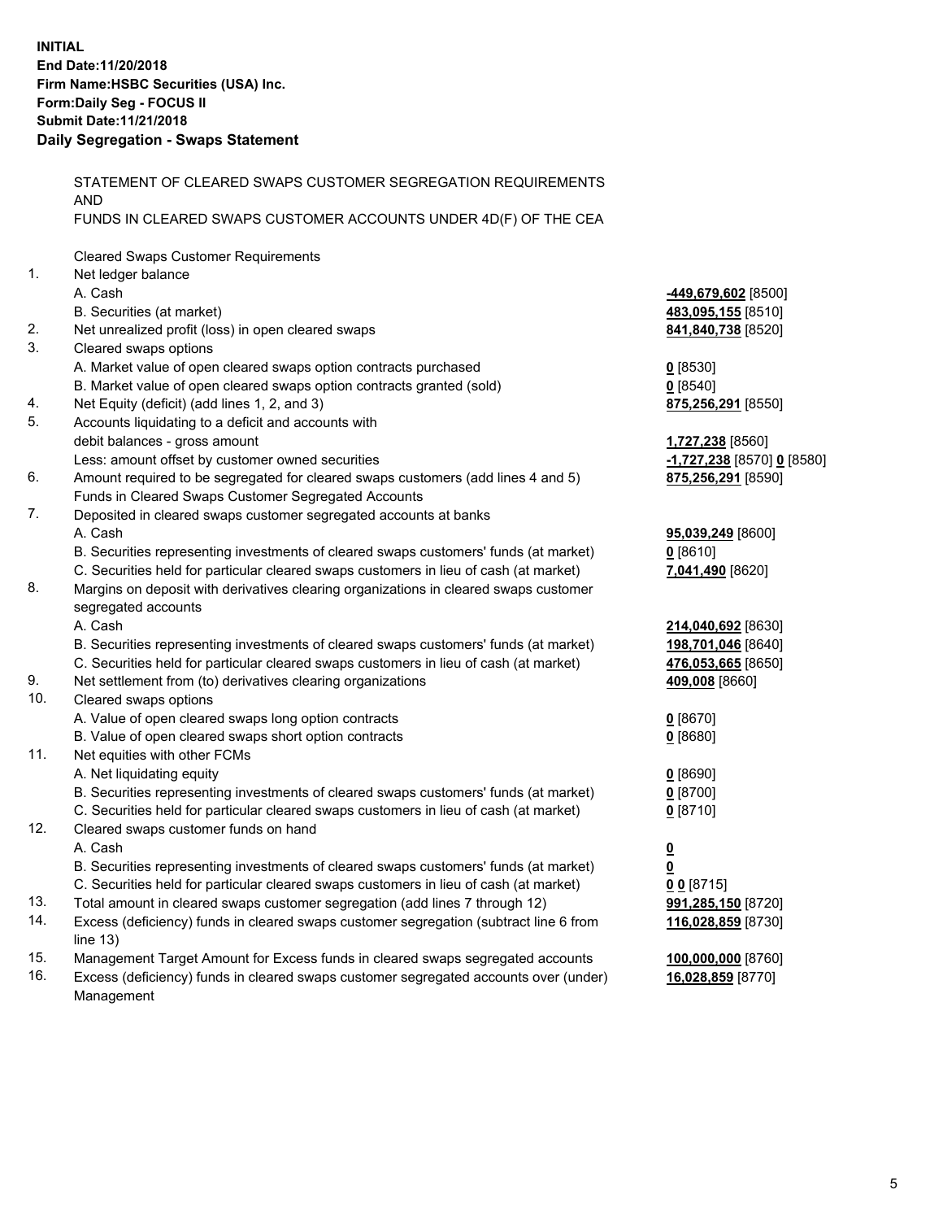**INITIAL**
**End Date:11/20/2018**
**Firm Name:HSBC Securities (USA) Inc.**
**Form:Daily Seg - FOCUS II**
**Submit Date:11/21/2018**
**Daily Segregation - Swaps Statement**

STATEMENT OF CLEARED SWAPS CUSTOMER SEGREGATION REQUIREMENTS
AND
FUNDS IN CLEARED SWAPS CUSTOMER ACCOUNTS UNDER 4D(F) OF THE CEA

| | | |
|---|---|---|
| | Cleared Swaps Customer Requirements | |
| 1. | Net ledger balance | |
| | A. Cash | **-449,679,602** [8500] |
| | B. Securities (at market) | **483,095,155** [8510] |
| 2. | Net unrealized profit (loss) in open cleared swaps | **841,840,738** [8520] |
| 3. | Cleared swaps options | |
| | A. Market value of open cleared swaps option contracts purchased | **0** [8530] |
| | B. Market value of open cleared swaps option contracts granted (sold) | **0** [8540] |
| 4. | Net Equity (deficit) (add lines 1, 2, and 3) | **875,256,291** [8550] |
| 5. | Accounts liquidating to a deficit and accounts with | |
| | debit balances - gross amount | **1,727,238** [8560] |
| | Less: amount offset by customer owned securities | **-1,727,238** [8570] **0** [8580] |
| 6. | Amount required to be segregated for cleared swaps customers (add lines 4 and 5) | **875,256,291** [8590] |
| | Funds in Cleared Swaps Customer Segregated Accounts | |
| 7. | Deposited in cleared swaps customer segregated accounts at banks | |
| | A. Cash | **95,039,249** [8600] |
| | B. Securities representing investments of cleared swaps customers' funds (at market) | **0** [8610] |
| | C. Securities held for particular cleared swaps customers in lieu of cash (at market) | **7,041,490** [8620] |
| 8. | Margins on deposit with derivatives clearing organizations in cleared swaps customer segregated accounts | |
| | A. Cash | **214,040,692** [8630] |
| | B. Securities representing investments of cleared swaps customers' funds (at market) | **198,701,046** [8640] |
| | C. Securities held for particular cleared swaps customers in lieu of cash (at market) | **476,053,665** [8650] |
| 9. | Net settlement from (to) derivatives clearing organizations | **409,008** [8660] |
| 10. | Cleared swaps options | |
| | A. Value of open cleared swaps long option contracts | **0** [8670] |
| | B. Value of open cleared swaps short option contracts | **0** [8680] |
| 11. | Net equities with other FCMs | |
| | A. Net liquidating equity | **0** [8690] |
| | B. Securities representing investments of cleared swaps customers' funds (at market) | **0** [8700] |
| | C. Securities held for particular cleared swaps customers in lieu of cash (at market) | **0** [8710] |
| 12. | Cleared swaps customer funds on hand | |
| | A. Cash | **0** |
| | B. Securities representing investments of cleared swaps customers' funds (at market) | **0** |
| | C. Securities held for particular cleared swaps customers in lieu of cash (at market) | **0** **0** [8715] |
| 13. | Total amount in cleared swaps customer segregation (add lines 7 through 12) | **991,285,150** [8720] |
| 14. | Excess (deficiency) funds in cleared swaps customer segregation (subtract line 6 from line 13) | **116,028,859** [8730] |
| 15. | Management Target Amount for Excess funds in cleared swaps segregated accounts | **100,000,000** [8760] |
| 16. | Excess (deficiency) funds in cleared swaps customer segregated accounts over (under) Management | **16,028,859** [8770] |